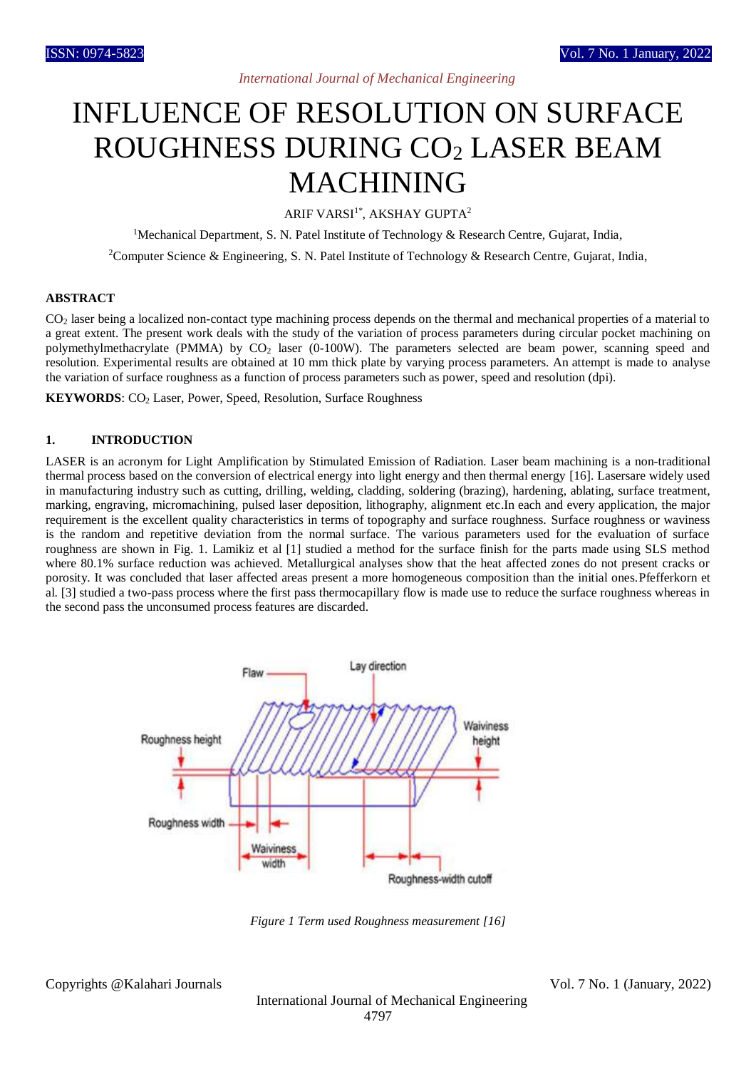# INFLUENCE OF RESOLUTION ON SURFACE ROUGHNESS DURING $CO_2$ LASER BEAM MACHINING

ARIF VARSI[1*], AKSHAY GUPTA[2]

[1]Mechanical Department, S. N. Patel Institute of Technology & Research Centre, Gujarat, India,

[2]Computer Science & Engineering, S. N. Patel Institute of Technology & Research Centre, Gujarat, India,

## ABSTRACT

$CO_2$ laser being a localized non-contact type machining process depends on the thermal and mechanical properties of a material to a great extent. The present work deals with the study of the variation of process parameters during circular pocket machining on polymethylmethacrylate (PMMA) by $CO_2$ laser (0-100W). The parameters selected are beam power, scanning speed and resolution. Experimental results are obtained at 10 mm thick plate by varying process parameters. An attempt is made to analyse the variation of surface roughness as a function of process parameters such as power, speed and resolution (dpi).

**KEYWORDS**: $CO_2$ Laser, Power, Speed, Resolution, Surface Roughness

## 1. INTRODUCTION

LASER is an acronym for Light Amplification by Stimulated Emission of Radiation. Laser beam machining is a non-traditional thermal process based on the conversion of electrical energy into light energy and then thermal energy [16]. Lasersare widely used in manufacturing industry such as cutting, drilling, welding, cladding, soldering (brazing), hardening, ablating, surface treatment, marking, engraving, micromachining, pulsed laser deposition, lithography, alignment etc.In each and every application, the major requirement is the excellent quality characteristics in terms of topography and surface roughness. Surface roughness or waviness is the random and repetitive deviation from the normal surface. The various parameters used for the evaluation of surface roughness are shown in Fig. 1. Lamikiz et al [1] studied a method for the surface finish for the parts made using SLS method where 80.1% surface reduction was achieved. Metallurgical analyses show that the heat affected zones do not present cracks or porosity. It was concluded that laser affected areas present a more homogeneous composition than the initial ones.Pfefferkorn et al. [3] studied a two-pass process where the first pass thermocapillary flow is made use to reduce the surface roughness whereas in the second pass the unconsumed process features are discarded.

*Figure 1 Term used Roughness measurement [16]*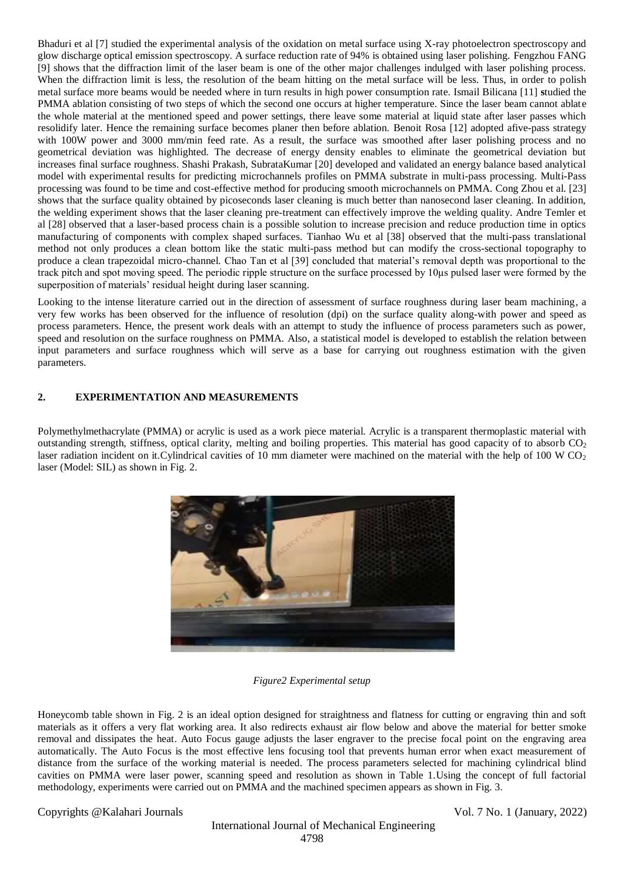Bhaduri et al [7] studied the experimental analysis of the oxidation on metal surface using X-ray photoelectron spectroscopy and glow discharge optical emission spectroscopy. A surface reduction rate of 94% is obtained using laser polishing. Fengzhou FANG [9] shows that the diffraction limit of the laser beam is one of the other major challenges indulged with laser polishing process. When the diffraction limit is less, the resolution of the beam hitting on the metal surface will be less. Thus, in order to polish metal surface more beams would be needed where in turn results in high power consumption rate. Ismail Bilicana [11] studied the PMMA ablation consisting of two steps of which the second one occurs at higher temperature. Since the laser beam cannot ablate the whole material at the mentioned speed and power settings, there leave some material at liquid state after laser passes which resolidify later. Hence the remaining surface becomes planer then before ablation. Benoit Rosa [12] adopted afive-pass strategy with 100W power and 3000 mm/min feed rate. As a result, the surface was smoothed after laser polishing process and no geometrical deviation was highlighted. The decrease of energy density enables to eliminate the geometrical deviation but increases final surface roughness. Shashi Prakash, SubrataKumar [20] developed and validated an energy balance based analytical model with experimental results for predicting microchannels profiles on PMMA substrate in multi-pass processing. Multi-Pass processing was found to be time and cost-effective method for producing smooth microchannels on PMMA. Cong Zhou et al. [23] shows that the surface quality obtained by picoseconds laser cleaning is much better than nanosecond laser cleaning. In addition, the welding experiment shows that the laser cleaning pre-treatment can effectively improve the welding quality. Andre Temler et al [28] observed that a laser-based process chain is a possible solution to increase precision and reduce production time in optics manufacturing of components with complex shaped surfaces. Tianhao Wu et al [38] observed that the multi-pass translational method not only produces a clean bottom like the static multi-pass method but can modify the cross-sectional topography to produce a clean trapezoidal micro-channel. Chao Tan et al [39] concluded that material's removal depth was proportional to the track pitch and spot moving speed. The periodic ripple structure on the surface processed by 10μs pulsed laser were formed by the superposition of materials' residual height during laser scanning.

Looking to the intense literature carried out in the direction of assessment of surface roughness during laser beam machining, a very few works has been observed for the influence of resolution (dpi) on the surface quality along-with power and speed as process parameters. Hence, the present work deals with an attempt to study the influence of process parameters such as power, speed and resolution on the surface roughness on PMMA. Also, a statistical model is developed to establish the relation between input parameters and surface roughness which will serve as a base for carrying out roughness estimation with the given parameters.

## 2. EXPERIMENTATION AND MEASUREMENTS

Polymethylmethacrylate (PMMA) or acrylic is used as a work piece material. Acrylic is a transparent thermoplastic material with outstanding strength, stiffness, optical clarity, melting and boiling properties. This material has good capacity of to absorb $CO_2$ laser radiation incident on it.Cylindrical cavities of 10 mm diameter were machined on the material with the help of 100 W $CO_2$ laser (Model: SIL) as shown in Fig. 2.

*Figure2 Experimental setup*

Honeycomb table shown in Fig. 2 is an ideal option designed for straightness and flatness for cutting or engraving thin and soft materials as it offers a very flat working area. It also redirects exhaust air flow below and above the material for better smoke removal and dissipates the heat. Auto Focus gauge adjusts the laser engraver to the precise focal point on the engraving area automatically. The Auto Focus is the most effective lens focusing tool that prevents human error when exact measurement of distance from the surface of the working material is needed. The process parameters selected for machining cylindrical blind cavities on PMMA were laser power, scanning speed and resolution as shown in Table 1.Using the concept of full factorial methodology, experiments were carried out on PMMA and the machined specimen appears as shown in Fig. 3.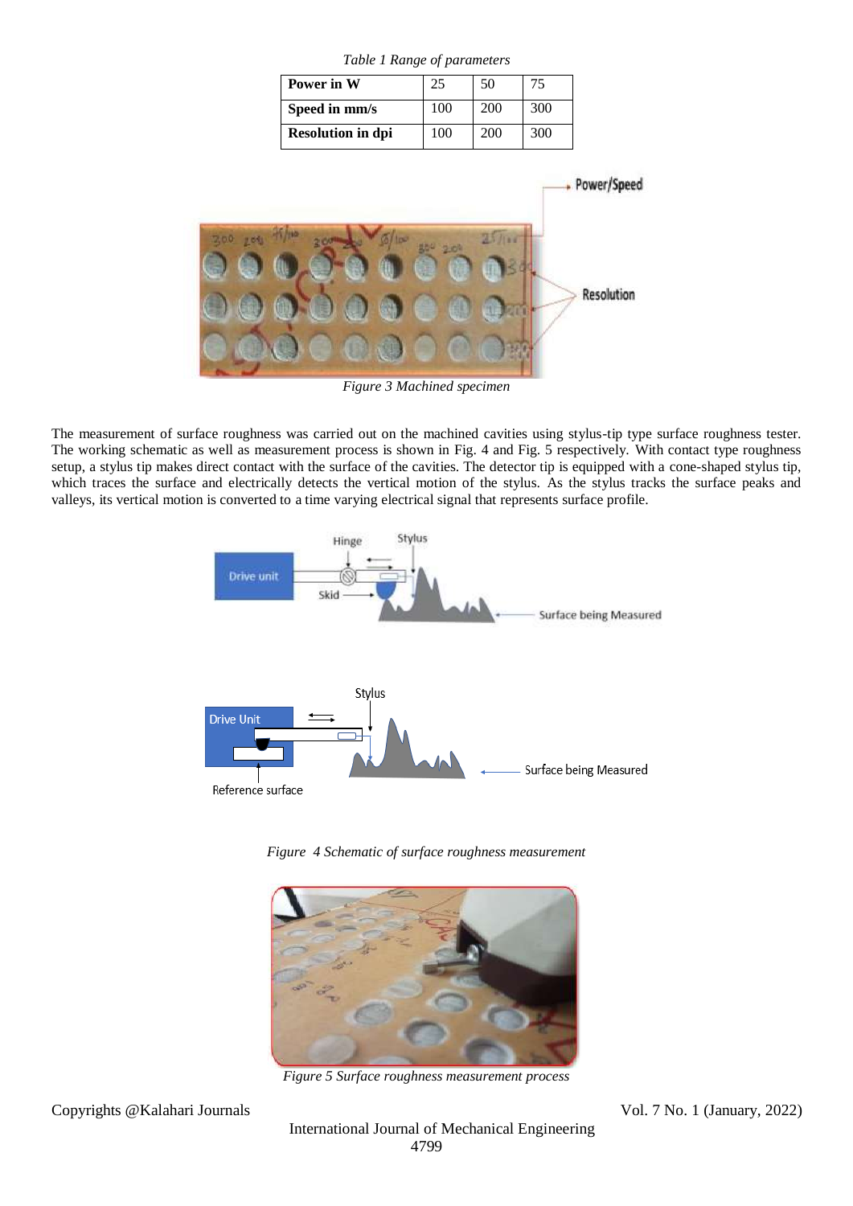*Table 1 Range of parameters*

| Power in W | 25 | 50 | 75 |
|---|---|---|---|
| Speed in mm/s | 100 | 200 | 300 |
| Resolution in dpi | 100 | 200 | 300 |

*Figure 3 Machined specimen*

The measurement of surface roughness was carried out on the machined cavities using stylus-tip type surface roughness tester. The working schematic as well as measurement process is shown in Fig. 4 and Fig. 5 respectively. With contact type roughness setup, a stylus tip makes direct contact with the surface of the cavities. The detector tip is equipped with a cone-shaped stylus tip, which traces the surface and electrically detects the vertical motion of the stylus. As the stylus tracks the surface peaks and valleys, its vertical motion is converted to a time varying electrical signal that represents surface profile.

*Figure 4 Schematic of surface roughness measurement*

*Figure 5 Surface roughness measurement process*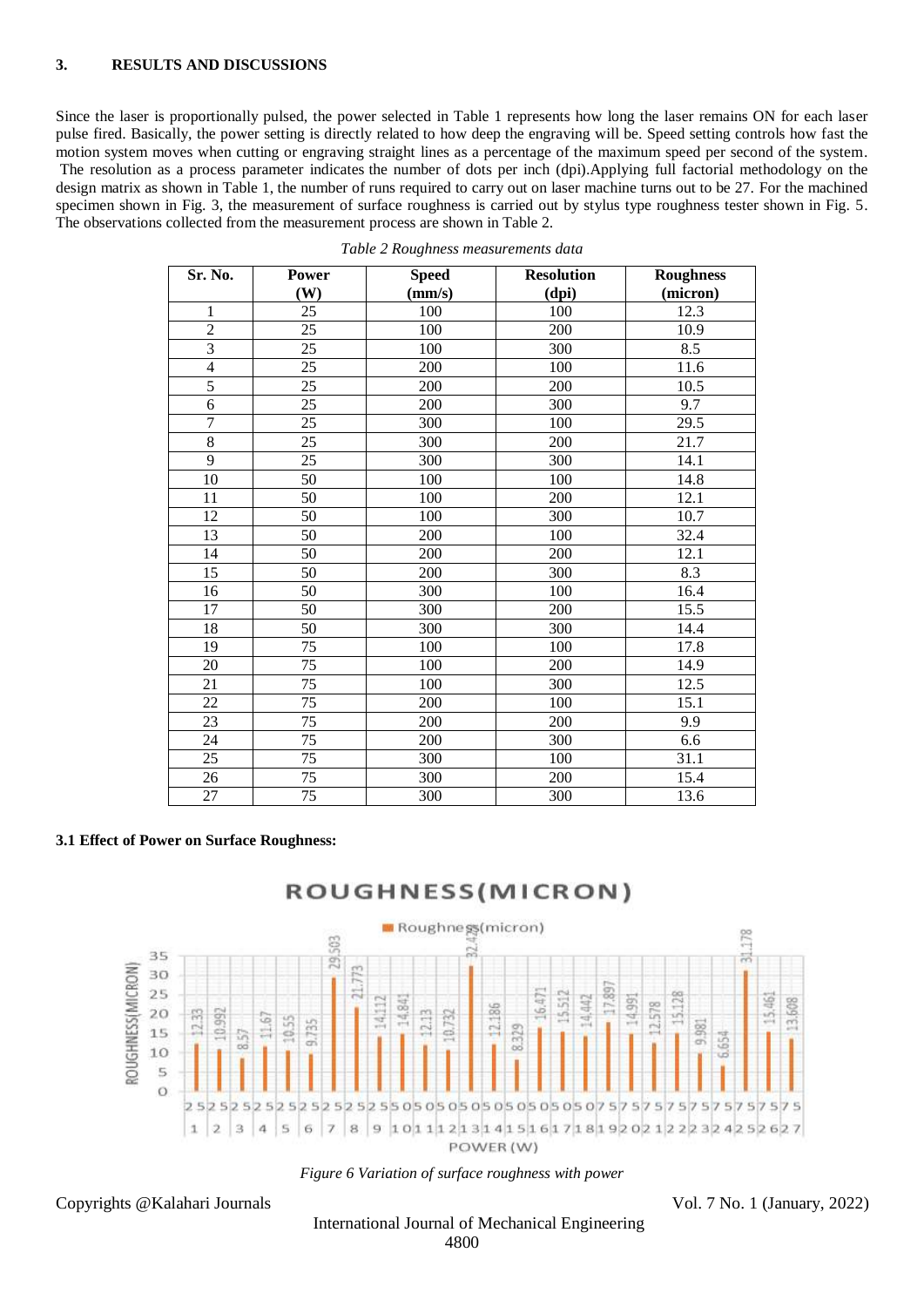## 3. RESULTS AND DISCUSSIONS

Since the laser is proportionally pulsed, the power selected in Table 1 represents how long the laser remains ON for each laser pulse fired. Basically, the power setting is directly related to how deep the engraving will be. Speed setting controls how fast the motion system moves when cutting or engraving straight lines as a percentage of the maximum speed per second of the system. The resolution as a process parameter indicates the number of dots per inch (dpi).Applying full factorial methodology on the design matrix as shown in Table 1, the number of runs required to carry out on laser machine turns out to be 27. For the machined specimen shown in Fig. 3, the measurement of surface roughness is carried out by stylus type roughness tester shown in Fig. 5. The observations collected from the measurement process are shown in Table 2.

*Table 2 Roughness measurements data*

| Sr. No. | Power (W) | Speed (mm/s) | Resolution (dpi) | Roughness (micron) |
|---|---|---|---|---|
| 1 | 25 | 100 | 100 | 12.3 |
| 2 | 25 | 100 | 200 | 10.9 |
| 3 | 25 | 100 | 300 | 8.5 |
| 4 | 25 | 200 | 100 | 11.6 |
| 5 | 25 | 200 | 200 | 10.5 |
| 6 | 25 | 200 | 300 | 9.7 |
| 7 | 25 | 300 | 100 | 29.5 |
| 8 | 25 | 300 | 200 | 21.7 |
| 9 | 25 | 300 | 300 | 14.1 |
| 10 | 50 | 100 | 100 | 14.8 |
| 11 | 50 | 100 | 200 | 12.1 |
| 12 | 50 | 100 | 300 | 10.7 |
| 13 | 50 | 200 | 100 | 32.4 |
| 14 | 50 | 200 | 200 | 12.1 |
| 15 | 50 | 200 | 300 | 8.3 |
| 16 | 50 | 300 | 100 | 16.4 |
| 17 | 50 | 300 | 200 | 15.5 |
| 18 | 50 | 300 | 300 | 14.4 |
| 19 | 75 | 100 | 100 | 17.8 |
| 20 | 75 | 100 | 200 | 14.9 |
| 21 | 75 | 100 | 300 | 12.5 |
| 22 | 75 | 200 | 100 | 15.1 |
| 23 | 75 | 200 | 200 | 9.9 |
| 24 | 75 | 200 | 300 | 6.6 |
| 25 | 75 | 300 | 100 | 31.1 |
| 26 | 75 | 300 | 200 | 15.4 |
| 27 | 75 | 300 | 300 | 13.6 |

### 3.1 Effect of Power on Surface Roughness:

*Figure 6 Variation of surface roughness with power*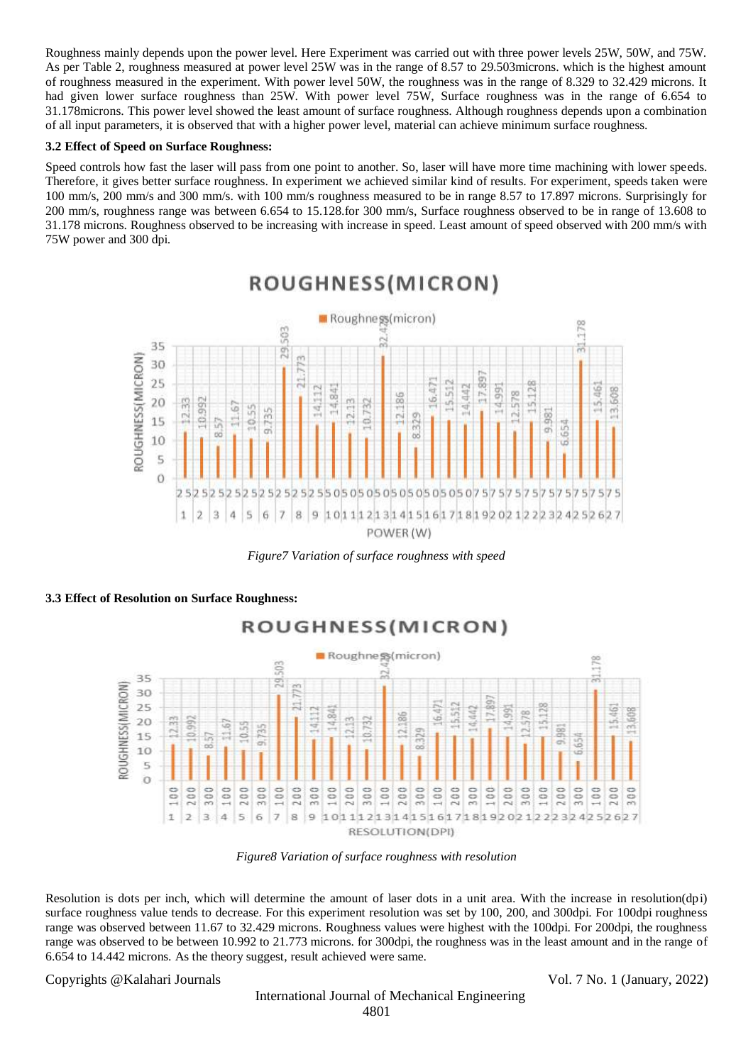Roughness mainly depends upon the power level. Here Experiment was carried out with three power levels 25W, 50W, and 75W. As per Table 2, roughness measured at power level 25W was in the range of 8.57 to 29.503microns. which is the highest amount of roughness measured in the experiment. With power level 50W, the roughness was in the range of 8.329 to 32.429 microns. It had given lower surface roughness than 25W. With power level 75W, Surface roughness was in the range of 6.654 to 31.178microns. This power level showed the least amount of surface roughness. Although roughness depends upon a combination of all input parameters, it is observed that with a higher power level, material can achieve minimum surface roughness.

### 3.2 Effect of Speed on Surface Roughness:

Speed controls how fast the laser will pass from one point to another. So, laser will have more time machining with lower speeds. Therefore, it gives better surface roughness. In experiment we achieved similar kind of results. For experiment, speeds taken were 100 mm/s, 200 mm/s and 300 mm/s. with 100 mm/s roughness measured to be in range 8.57 to 17.897 microns. Surprisingly for 200 mm/s, roughness range was between 6.654 to 15.128.for 300 mm/s, Surface roughness observed to be in range of 13.608 to 31.178 microns. Roughness observed to be increasing with increase in speed. Least amount of speed observed with 200 mm/s with 75W power and 300 dpi.

*Figure7 Variation of surface roughness with speed*

### 3.3 Effect of Resolution on Surface Roughness:

*Figure8 Variation of surface roughness with resolution*

Resolution is dots per inch, which will determine the amount of laser dots in a unit area. With the increase in resolution(dpi) surface roughness value tends to decrease. For this experiment resolution was set by 100, 200, and 300dpi. For 100dpi roughness range was observed between 11.67 to 32.429 microns. Roughness values were highest with the 100dpi. For 200dpi, the roughness range was observed to be between 10.992 to 21.773 microns. for 300dpi, the roughness was in the least amount and in the range of 6.654 to 14.442 microns. As the theory suggest, result achieved were same.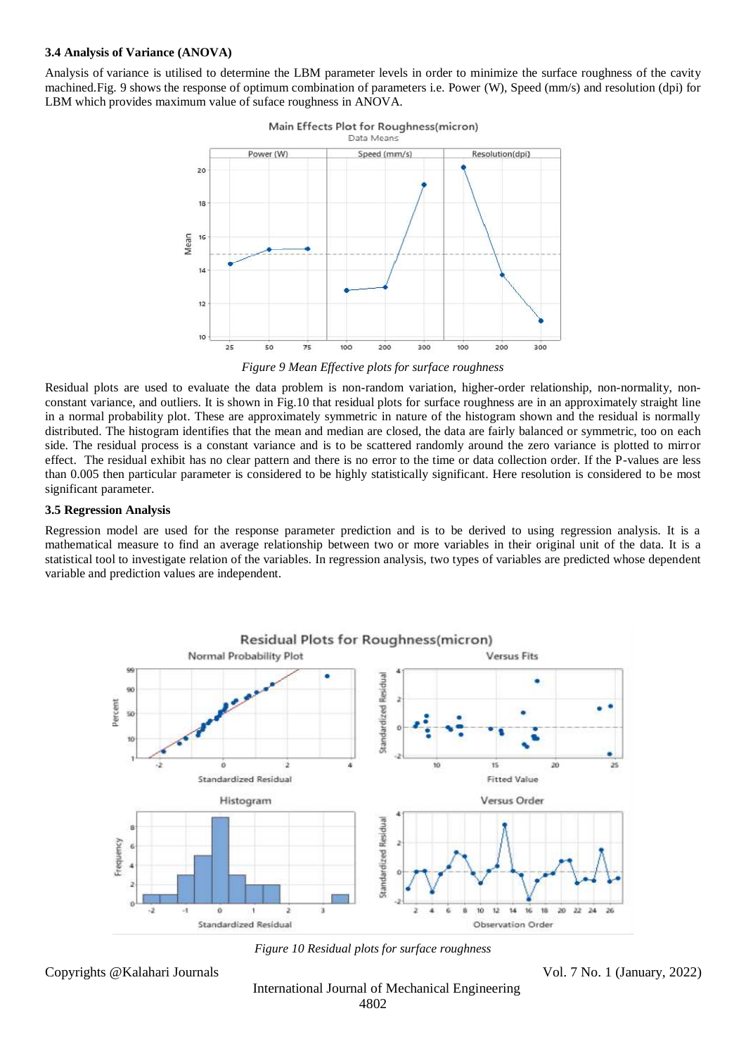### 3.4 Analysis of Variance (ANOVA)

Analysis of variance is utilised to determine the LBM parameter levels in order to minimize the surface roughness of the cavity machined.Fig. 9 shows the response of optimum combination of parameters i.e. Power (W), Speed (mm/s) and resolution (dpi) for LBM which provides maximum value of suface roughness in ANOVA.

*Figure 9 Mean Effective plots for surface roughness*

Residual plots are used to evaluate the data problem is non-random variation, higher-order relationship, non-normality, non-constant variance, and outliers. It is shown in Fig.10 that residual plots for surface roughness are in an approximately straight line in a normal probability plot. These are approximately symmetric in nature of the histogram shown and the residual is normally distributed. The histogram identifies that the mean and median are closed, the data are fairly balanced or symmetric, too on each side. The residual process is a constant variance and is to be scattered randomly around the zero variance is plotted to mirror effect. The residual exhibit has no clear pattern and there is no error to the time or data collection order. If the P-values are less than 0.005 then particular parameter is considered to be highly statistically significant. Here resolution is considered to be most significant parameter.

### 3.5 Regression Analysis

Regression model are used for the response parameter prediction and is to be derived to using regression analysis. It is a mathematical measure to find an average relationship between two or more variables in their original unit of the data. It is a statistical tool to investigate relation of the variables. In regression analysis, two types of variables are predicted whose dependent variable and prediction values are independent.

*Figure 10 Residual plots for surface roughness*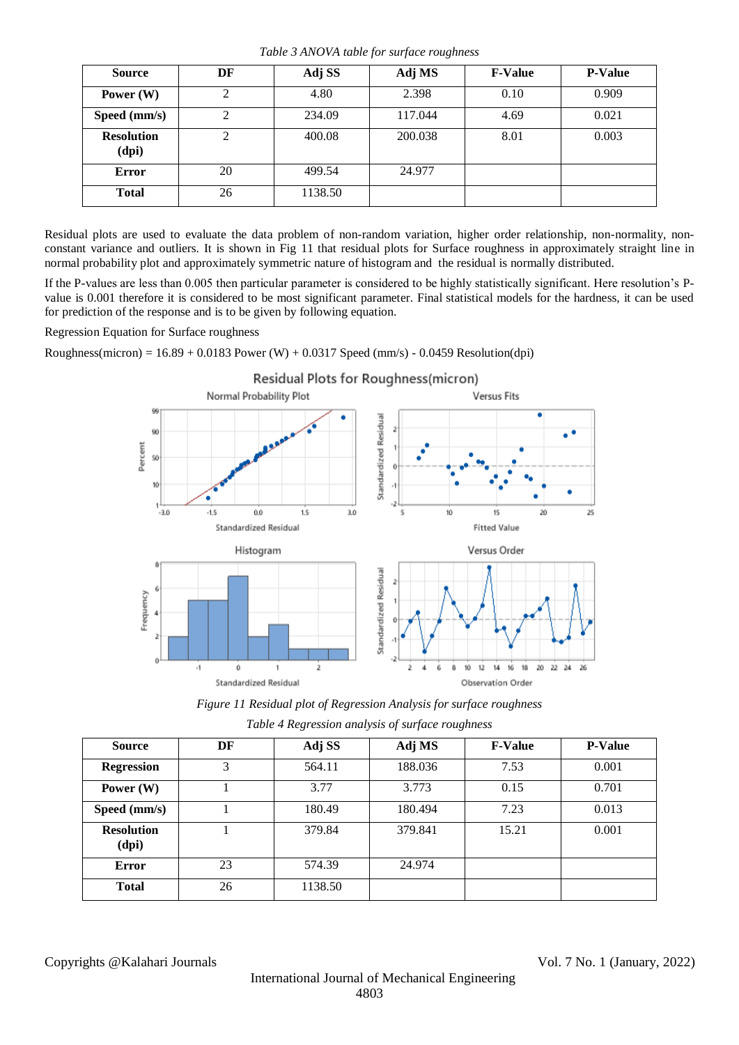*Table 3 ANOVA table for surface roughness*

| Source | DF | Adj SS | Adj MS | F-Value | P-Value |
|---|---|---|---|---|---|
| **Power (W)** | 2 | 4.80 | 2.398 | 0.10 | 0.909 |
| **Speed (mm/s)** | 2 | 234.09 | 117.044 | 4.69 | 0.021 |
| **Resolution (dpi)** | 2 | 400.08 | 200.038 | 8.01 | 0.003 |
| **Error** | 20 | 499.54 | 24.977 | | |
| **Total** | 26 | 1138.50 | | | |

Residual plots are used to evaluate the data problem of non-random variation, higher order relationship, non-normality, non-constant variance and outliers. It is shown in Fig 11 that residual plots for Surface roughness in approximately straight line in normal probability plot and approximately symmetric nature of histogram and the residual is normally distributed.

If the P-values are less than 0.005 then particular parameter is considered to be highly statistically significant. Here resolution's P-value is 0.001 therefore it is considered to be most significant parameter. Final statistical models for the hardness, it can be used for prediction of the response and is to be given by following equation.

Regression Equation for Surface roughness

Roughness(micron) = 16.89 + 0.0183 Power (W) + 0.0317 Speed (mm/s) - 0.0459 Resolution(dpi)

*Figure 11 Residual plot of Regression Analysis for surface roughness*

*Table 4 Regression analysis of surface roughness*

| Source | DF | Adj SS | Adj MS | F-Value | P-Value |
|---|---|---|---|---|---|
| **Regression** | 3 | 564.11 | 188.036 | 7.53 | 0.001 |
| **Power (W)** | 1 | 3.77 | 3.773 | 0.15 | 0.701 |
| **Speed (mm/s)** | 1 | 180.49 | 180.494 | 7.23 | 0.013 |
| **Resolution (dpi)** | 1 | 379.84 | 379.841 | 15.21 | 0.001 |
| **Error** | 23 | 574.39 | 24.974 | | |
| **Total** | 26 | 1138.50 | | | |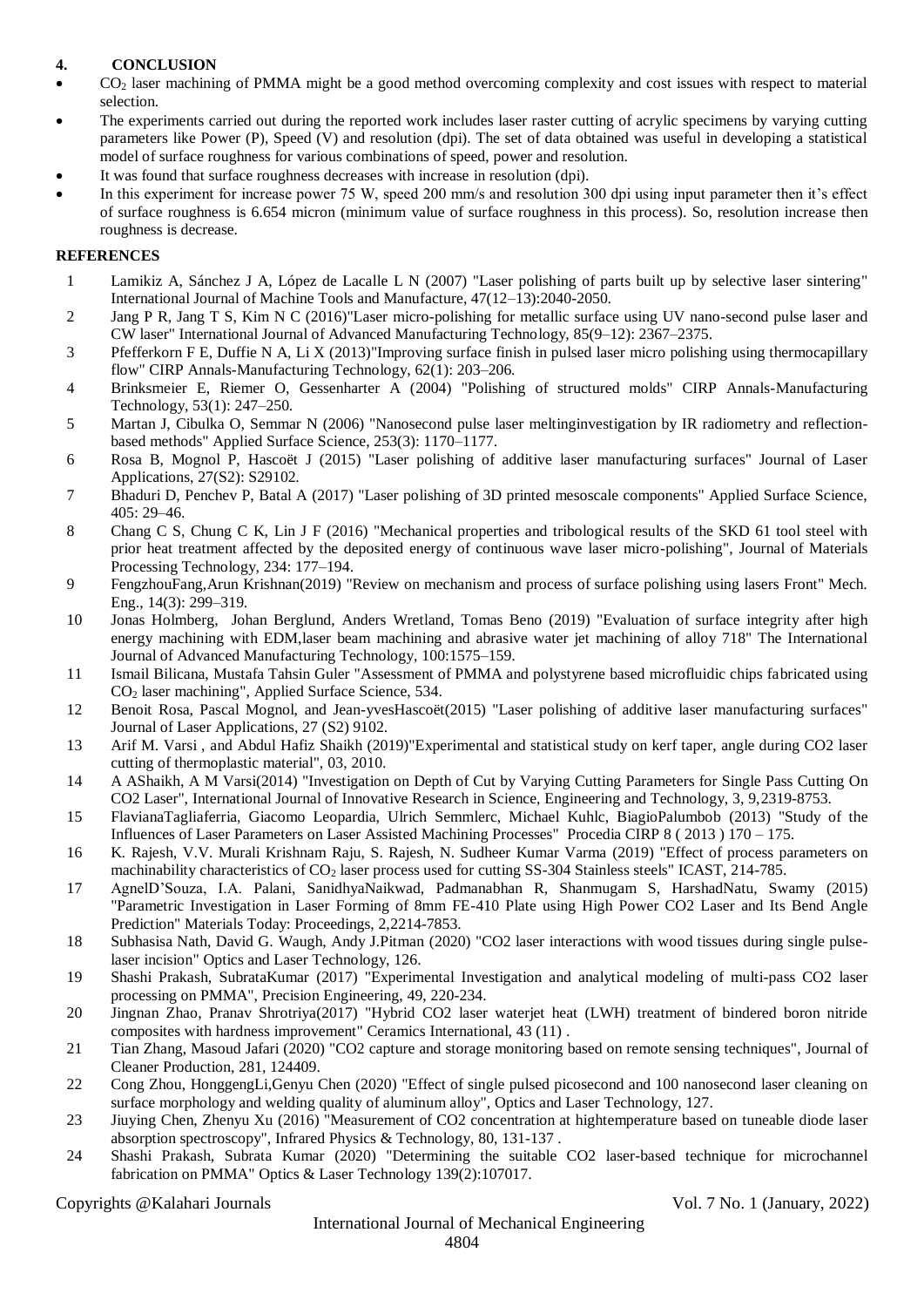## 4. CONCLUSION

- $CO_2$ laser machining of PMMA might be a good method overcoming complexity and cost issues with respect to material selection.
- The experiments carried out during the reported work includes laser raster cutting of acrylic specimens by varying cutting parameters like Power (P), Speed (V) and resolution (dpi). The set of data obtained was useful in developing a statistical model of surface roughness for various combinations of speed, power and resolution.
- It was found that surface roughness decreases with increase in resolution (dpi).
- In this experiment for increase power 75 W, speed 200 mm/s and resolution 300 dpi using input parameter then it's effect of surface roughness is 6.654 micron (minimum value of surface roughness in this process). So, resolution increase then roughness is decrease.

## REFERENCES

1. Lamikiz A, Sánchez J A, López de Lacalle L N (2007) "Laser polishing of parts built up by selective laser sintering" International Journal of Machine Tools and Manufacture, 47(12–13):2040-2050.
2. Jang P R, Jang T S, Kim N C (2016)"Laser micro-polishing for metallic surface using UV nano-second pulse laser and CW laser" International Journal of Advanced Manufacturing Technology, 85(9–12): 2367–2375.
3. Pfefferkorn F E, Duffie N A, Li X (2013)"Improving surface finish in pulsed laser micro polishing using thermocapillary flow" CIRP Annals-Manufacturing Technology, 62(1): 203–206.
4. Brinksmeier E, Riemer O, Gessenharter A (2004) "Polishing of structured molds" CIRP Annals-Manufacturing Technology, 53(1): 247–250.
5. Martan J, Cibulka O, Semmar N (2006) "Nanosecond pulse laser meltinginvestigation by IR radiometry and reflection-based methods" Applied Surface Science, 253(3): 1170–1177.
6. Rosa B, Mognol P, Hascoët J (2015) "Laser polishing of additive laser manufacturing surfaces" Journal of Laser Applications, 27(S2): S29102.
7. Bhaduri D, Penchev P, Batal A (2017) "Laser polishing of 3D printed mesoscale components" Applied Surface Science, 405: 29–46.
8. Chang C S, Chung C K, Lin J F (2016) "Mechanical properties and tribological results of the SKD 61 tool steel with prior heat treatment affected by the deposited energy of continuous wave laser micro-polishing", Journal of Materials Processing Technology, 234: 177–194.
9. FengzhouFang,Arun Krishnan(2019) "Review on mechanism and process of surface polishing using lasers Front" Mech. Eng., 14(3): 299–319.
10. Jonas Holmberg, Johan Berglund, Anders Wretland, Tomas Beno (2019) "Evaluation of surface integrity after high energy machining with EDM,laser beam machining and abrasive water jet machining of alloy 718" The International Journal of Advanced Manufacturing Technology, 100:1575–159.
11. Ismail Bilicana, Mustafa Tahsin Guler "Assessment of PMMA and polystyrene based microfluidic chips fabricated using $CO_2$ laser machining", Applied Surface Science, 534.
12. Benoit Rosa, Pascal Mognol, and Jean-yvesHascoët(2015) "Laser polishing of additive laser manufacturing surfaces" Journal of Laser Applications, 27 (S2) 9102.
13. Arif M. Varsi , and Abdul Hafiz Shaikh (2019)"Experimental and statistical study on kerf taper, angle during CO2 laser cutting of thermoplastic material", 03, 2010.
14. A AShaikh, A M Varsi(2014) "Investigation on Depth of Cut by Varying Cutting Parameters for Single Pass Cutting On CO2 Laser", International Journal of Innovative Research in Science, Engineering and Technology, 3, 9,2319-8753.
15. FlavianaTagliaferria, Giacomo Leopardia, Ulrich Semmlerc, Michael Kuhlc, BiagioPalumbob (2013) "Study of the Influences of Laser Parameters on Laser Assisted Machining Processes" Procedia CIRP 8 ( 2013 ) 170 – 175.
16. K. Rajesh, V.V. Murali Krishnam Raju, S. Rajesh, N. Sudheer Kumar Varma (2019) "Effect of process parameters on machinability characteristics of $CO_2$ laser process used for cutting SS-304 Stainless steels" ICAST, 214-785.
17. AgnelD'Souza, I.A. Palani, SanidhyaNaikwad, Padmanabhan R, Shanmugam S, HarshadNatu, Swamy (2015) "Parametric Investigation in Laser Forming of 8mm FE-410 Plate using High Power CO2 Laser and Its Bend Angle Prediction" Materials Today: Proceedings, 2,2214-7853.
18. Subhasisa Nath, David G. Waugh, Andy J.Pitman (2020) "CO2 laser interactions with wood tissues during single pulse-laser incision" Optics and Laser Technology, 126.
19. Shashi Prakash, SubrataKumar (2017) "Experimental Investigation and analytical modeling of multi-pass CO2 laser processing on PMMA", Precision Engineering, 49, 220-234.
20. Jingnan Zhao, Pranav Shrotriya(2017) "Hybrid CO2 laser waterjet heat (LWH) treatment of bindered boron nitride composites with hardness improvement" Ceramics International, 43 (11) .
21. Tian Zhang, Masoud Jafari (2020) "CO2 capture and storage monitoring based on remote sensing techniques", Journal of Cleaner Production, 281, 124409.
22. Cong Zhou, HonggengLi,Genyu Chen (2020) "Effect of single pulsed picosecond and 100 nanosecond laser cleaning on surface morphology and welding quality of aluminum alloy", Optics and Laser Technology, 127.
23. Jiuying Chen, Zhenyu Xu (2016) "Measurement of CO2 concentration at hightemperature based on tuneable diode laser absorption spectroscopy", Infrared Physics & Technology, 80, 131-137 .
24. Shashi Prakash, Subrata Kumar (2020) "Determining the suitable CO2 laser-based technique for microchannel fabrication on PMMA" Optics & Laser Technology 139(2):107017.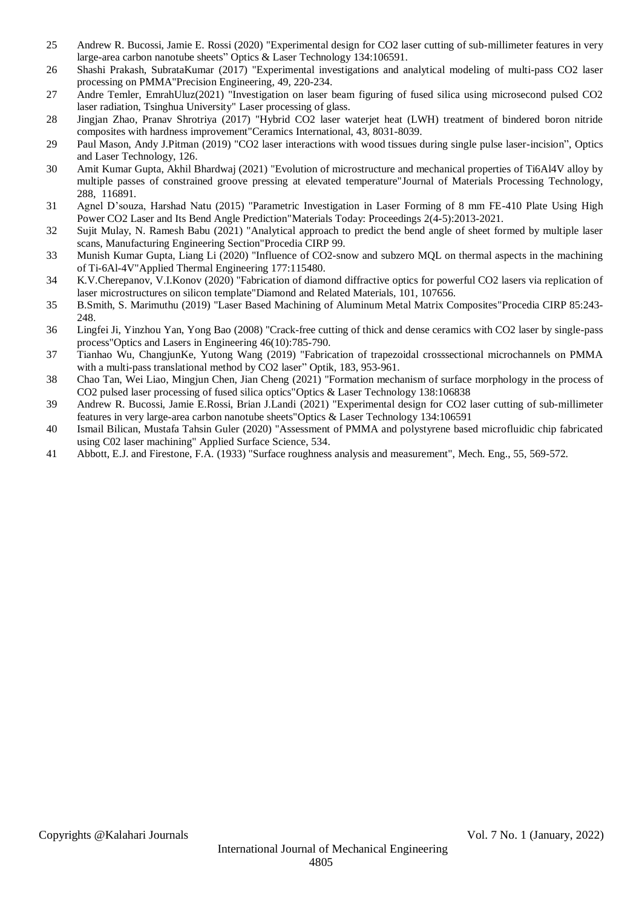25 Andrew R. Bucossi, Jamie E. Rossi (2020) "Experimental design for CO2 laser cutting of sub-millimeter features in very large-area carbon nanotube sheets" Optics & Laser Technology 134:106591.

26 Shashi Prakash, SubrataKumar (2017) "Experimental investigations and analytical modeling of multi-pass CO2 laser processing on PMMA"Precision Engineering, 49, 220-234.

27 Andre Temler, EmrahUluz(2021) "Investigation on laser beam figuring of fused silica using microsecond pulsed CO2 laser radiation, Tsinghua University" Laser processing of glass.

28 Jingjan Zhao, Pranav Shrotriya (2017) "Hybrid CO2 laser waterjet heat (LWH) treatment of bindered boron nitride composites with hardness improvement"Ceramics International, 43, 8031-8039.

29 Paul Mason, Andy J.Pitman (2019) "CO2 laser interactions with wood tissues during single pulse laser-incision", Optics and Laser Technology, 126.

30 Amit Kumar Gupta, Akhil Bhardwaj (2021) "Evolution of microstructure and mechanical properties of Ti6Al4V alloy by multiple passes of constrained groove pressing at elevated temperature"Journal of Materials Processing Technology, 288, 116891.

31 Agnel D'souza, Harshad Natu (2015) "Parametric Investigation in Laser Forming of 8 mm FE-410 Plate Using High Power CO2 Laser and Its Bend Angle Prediction"Materials Today: Proceedings 2(4-5):2013-2021.

32 Sujit Mulay, N. Ramesh Babu (2021) "Analytical approach to predict the bend angle of sheet formed by multiple laser scans, Manufacturing Engineering Section"Procedia CIRP 99.

33 Munish Kumar Gupta, Liang Li (2020) "Influence of CO2-snow and subzero MQL on thermal aspects in the machining of Ti-6Al-4V"Applied Thermal Engineering 177:115480.

34 K.V.Cherepanov, V.I.Konov (2020) "Fabrication of diamond diffractive optics for powerful CO2 lasers via replication of laser microstructures on silicon template"Diamond and Related Materials, 101, 107656.

35 B.Smith, S. Marimuthu (2019) "Laser Based Machining of Aluminum Metal Matrix Composites"Procedia CIRP 85:243-248.

36 Lingfei Ji, Yinzhou Yan, Yong Bao (2008) "Crack-free cutting of thick and dense ceramics with CO2 laser by single-pass process"Optics and Lasers in Engineering 46(10):785-790.

37 Tianhao Wu, ChangjunKe, Yutong Wang (2019) "Fabrication of trapezoidal crosssectional microchannels on PMMA with a multi-pass translational method by CO2 laser" Optik, 183, 953-961.

38 Chao Tan, Wei Liao, Mingjun Chen, Jian Cheng (2021) "Formation mechanism of surface morphology in the process of CO2 pulsed laser processing of fused silica optics"Optics & Laser Technology 138:106838

39 Andrew R. Bucossi, Jamie E.Rossi, Brian J.Landi (2021) "Experimental design for CO2 laser cutting of sub-millimeter features in very large-area carbon nanotube sheets"Optics & Laser Technology 134:106591

40 Ismail Bilican, Mustafa Tahsin Guler (2020) "Assessment of PMMA and polystyrene based microfluidic chip fabricated using C02 laser machining" Applied Surface Science, 534.

41 Abbott, E.J. and Firestone, F.A. (1933) "Surface roughness analysis and measurement", Mech. Eng., 55, 569-572.